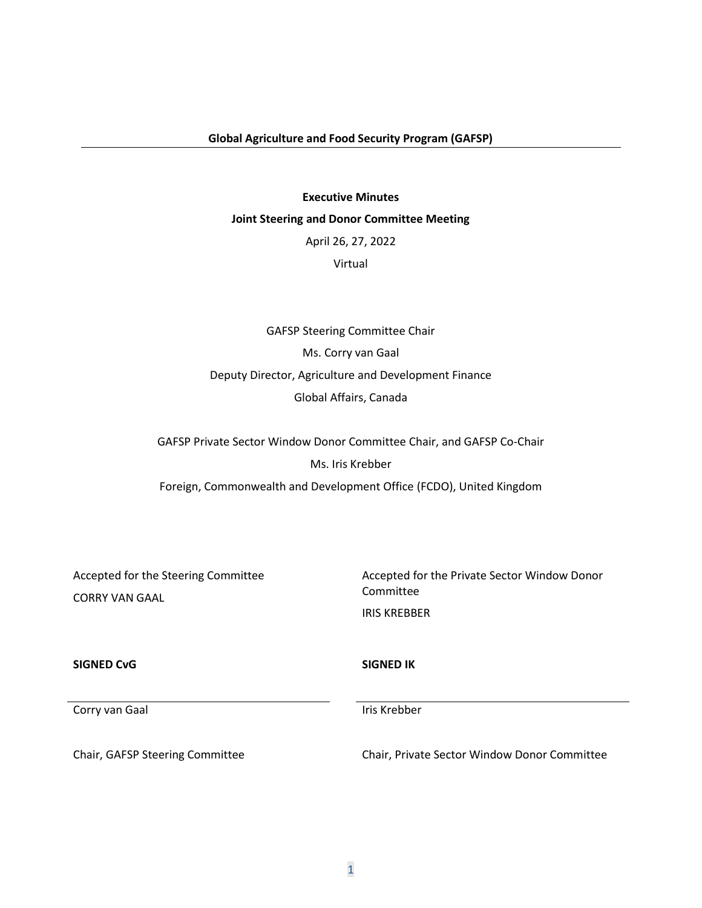**Global Agriculture and Food Security Program (GAFSP)**

---

**Executive Minutes**

**Joint Steering and Donor Committee Meeting**

April 26, 27, 2022

Virtual

GAFSP Steering Committee Chair

Ms. Corry van Gaal

Deputy Director, Agriculture and Development Finance

Global Affairs, Canada

GAFSP Private Sector Window Donor Committee Chair, and GAFSP Co-Chair

Ms. Iris Krebber

Foreign, Commonwealth and Development Office (FCDO), United Kingdom

Accepted for the Steering Committee

CORRY VAN GAAL

**SIGNED CvG**

Corry van Gaal

Chair, GAFSP Steering Committee

Accepted for the Private Sector Window Donor Committee

IRIS KREBBER

**SIGNED IK**

Iris Krebber

Chair, Private Sector Window Donor Committee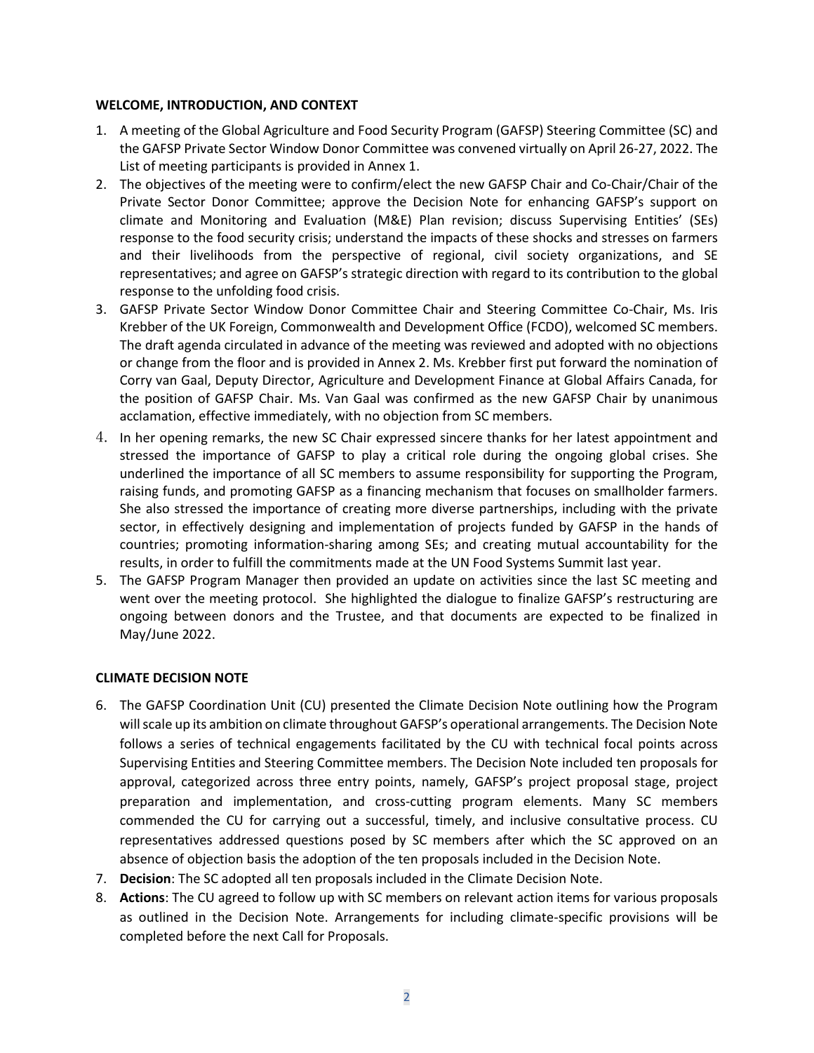## WELCOME, INTRODUCTION, AND CONTEXT

1. A meeting of the Global Agriculture and Food Security Program (GAFSP) Steering Committee (SC) and the GAFSP Private Sector Window Donor Committee was convened virtually on April 26-27, 2022. The List of meeting participants is provided in Annex 1.
2. The objectives of the meeting were to confirm/elect the new GAFSP Chair and Co-Chair/Chair of the Private Sector Donor Committee; approve the Decision Note for enhancing GAFSP's support on climate and Monitoring and Evaluation (M&E) Plan revision; discuss Supervising Entities' (SEs) response to the food security crisis; understand the impacts of these shocks and stresses on farmers and their livelihoods from the perspective of regional, civil society organizations, and SE representatives; and agree on GAFSP's strategic direction with regard to its contribution to the global response to the unfolding food crisis.
3. GAFSP Private Sector Window Donor Committee Chair and Steering Committee Co-Chair, Ms. Iris Krebber of the UK Foreign, Commonwealth and Development Office (FCDO), welcomed SC members. The draft agenda circulated in advance of the meeting was reviewed and adopted with no objections or change from the floor and is provided in Annex 2. Ms. Krebber first put forward the nomination of Corry van Gaal, Deputy Director, Agriculture and Development Finance at Global Affairs Canada, for the position of GAFSP Chair. Ms. Van Gaal was confirmed as the new GAFSP Chair by unanimous acclamation, effective immediately, with no objection from SC members.
4. In her opening remarks, the new SC Chair expressed sincere thanks for her latest appointment and stressed the importance of GAFSP to play a critical role during the ongoing global crises. She underlined the importance of all SC members to assume responsibility for supporting the Program, raising funds, and promoting GAFSP as a financing mechanism that focuses on smallholder farmers. She also stressed the importance of creating more diverse partnerships, including with the private sector, in effectively designing and implementation of projects funded by GAFSP in the hands of countries; promoting information-sharing among SEs; and creating mutual accountability for the results, in order to fulfill the commitments made at the UN Food Systems Summit last year.
5. The GAFSP Program Manager then provided an update on activities since the last SC meeting and went over the meeting protocol. She highlighted the dialogue to finalize GAFSP's restructuring are ongoing between donors and the Trustee, and that documents are expected to be finalized in May/June 2022.

## CLIMATE DECISION NOTE

6. The GAFSP Coordination Unit (CU) presented the Climate Decision Note outlining how the Program will scale up its ambition on climate throughout GAFSP's operational arrangements. The Decision Note follows a series of technical engagements facilitated by the CU with technical focal points across Supervising Entities and Steering Committee members. The Decision Note included ten proposals for approval, categorized across three entry points, namely, GAFSP's project proposal stage, project preparation and implementation, and cross-cutting program elements. Many SC members commended the CU for carrying out a successful, timely, and inclusive consultative process. CU representatives addressed questions posed by SC members after which the SC approved on an absence of objection basis the adoption of the ten proposals included in the Decision Note.
7. **Decision**: The SC adopted all ten proposals included in the Climate Decision Note.
8. **Actions**: The CU agreed to follow up with SC members on relevant action items for various proposals as outlined in the Decision Note. Arrangements for including climate-specific provisions will be completed before the next Call for Proposals.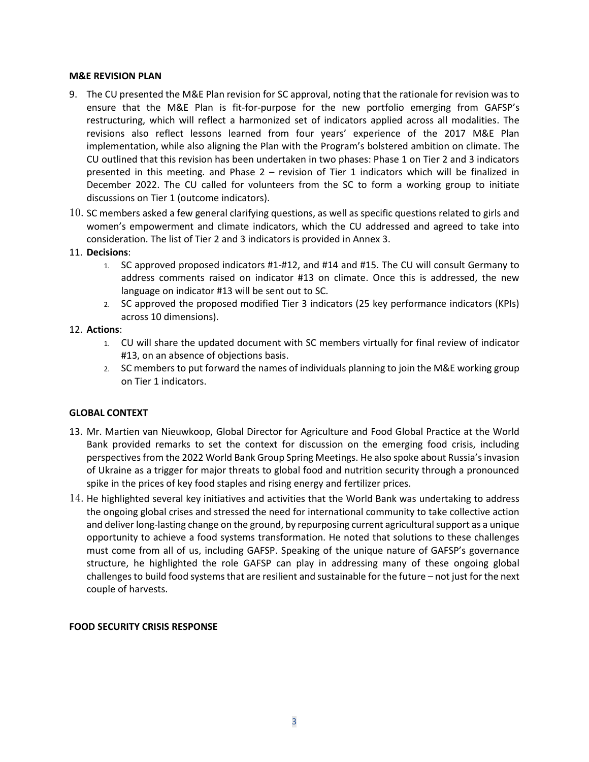**M&E REVISION PLAN**

9. The CU presented the M&E Plan revision for SC approval, noting that the rationale for revision was to ensure that the M&E Plan is fit-for-purpose for the new portfolio emerging from GAFSP's restructuring, which will reflect a harmonized set of indicators applied across all modalities. The revisions also reflect lessons learned from four years' experience of the 2017 M&E Plan implementation, while also aligning the Plan with the Program's bolstered ambition on climate. The CU outlined that this revision has been undertaken in two phases: Phase 1 on Tier 2 and 3 indicators presented in this meeting. and Phase 2 – revision of Tier 1 indicators which will be finalized in December 2022. The CU called for volunteers from the SC to form a working group to initiate discussions on Tier 1 (outcome indicators).
10. SC members asked a few general clarifying questions, as well as specific questions related to girls and women's empowerment and climate indicators, which the CU addressed and agreed to take into consideration. The list of Tier 2 and 3 indicators is provided in Annex 3.
11. **Decisions**:
    1. SC approved proposed indicators #1-#12, and #14 and #15. The CU will consult Germany to address comments raised on indicator #13 on climate. Once this is addressed, the new language on indicator #13 will be sent out to SC.
    2. SC approved the proposed modified Tier 3 indicators (25 key performance indicators (KPIs) across 10 dimensions).
12. **Actions**:
    1. CU will share the updated document with SC members virtually for final review of indicator #13, on an absence of objections basis.
    2. SC members to put forward the names of individuals planning to join the M&E working group on Tier 1 indicators.

**GLOBAL CONTEXT**

13. Mr. Martien van Nieuwkoop, Global Director for Agriculture and Food Global Practice at the World Bank provided remarks to set the context for discussion on the emerging food crisis, including perspectives from the 2022 World Bank Group Spring Meetings. He also spoke about Russia's invasion of Ukraine as a trigger for major threats to global food and nutrition security through a pronounced spike in the prices of key food staples and rising energy and fertilizer prices.
14. He highlighted several key initiatives and activities that the World Bank was undertaking to address the ongoing global crises and stressed the need for international community to take collective action and deliver long-lasting change on the ground, by repurposing current agricultural support as a unique opportunity to achieve a food systems transformation. He noted that solutions to these challenges must come from all of us, including GAFSP. Speaking of the unique nature of GAFSP's governance structure, he highlighted the role GAFSP can play in addressing many of these ongoing global challenges to build food systems that are resilient and sustainable for the future – not just for the next couple of harvests.

**FOOD SECURITY CRISIS RESPONSE**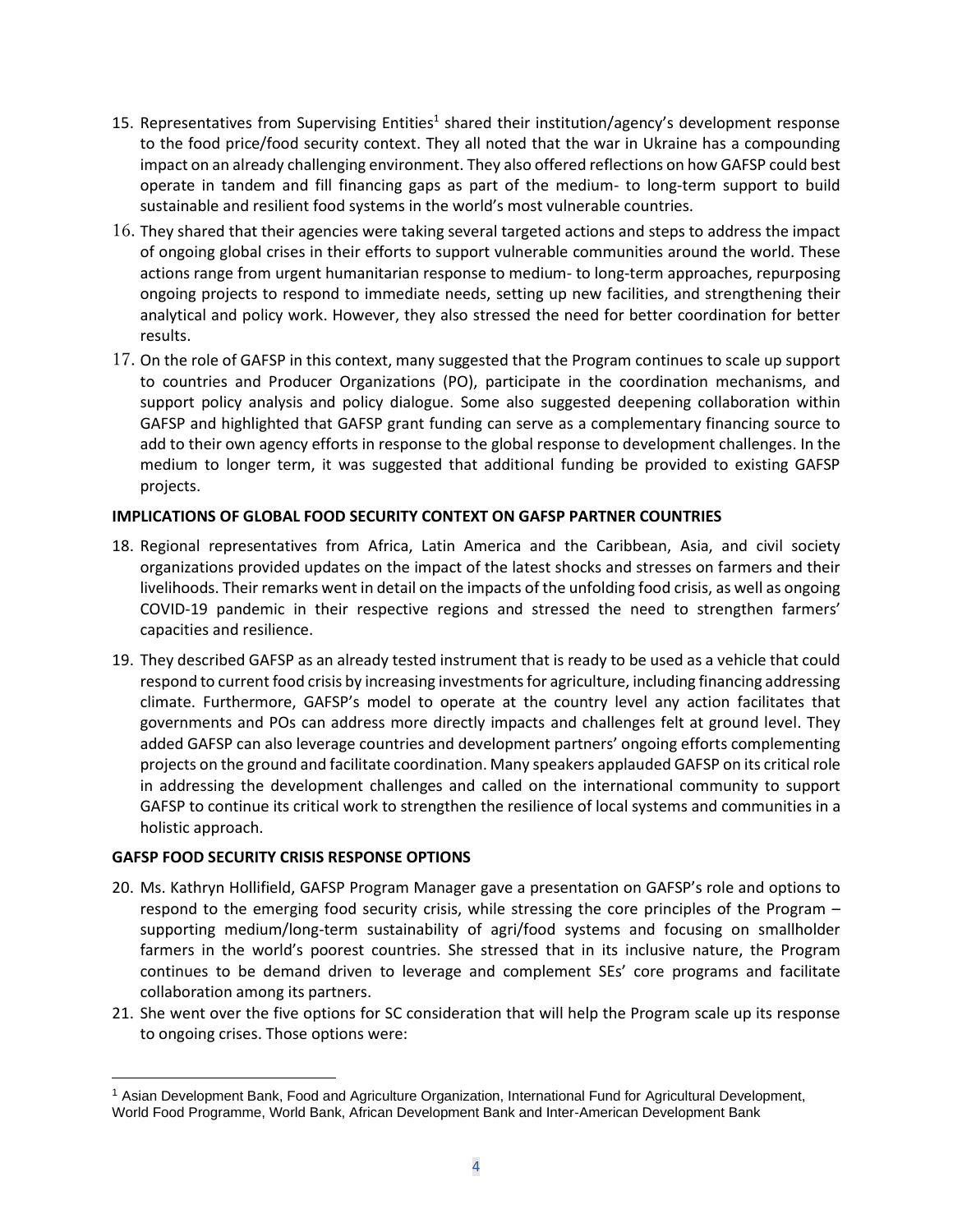15. Representatives from Supervising Entities[1] shared their institution/agency's development response to the food price/food security context. They all noted that the war in Ukraine has a compounding impact on an already challenging environment. They also offered reflections on how GAFSP could best operate in tandem and fill financing gaps as part of the medium- to long-term support to build sustainable and resilient food systems in the world's most vulnerable countries.

16. They shared that their agencies were taking several targeted actions and steps to address the impact of ongoing global crises in their efforts to support vulnerable communities around the world. These actions range from urgent humanitarian response to medium- to long-term approaches, repurposing ongoing projects to respond to immediate needs, setting up new facilities, and strengthening their analytical and policy work. However, they also stressed the need for better coordination for better results.

17. On the role of GAFSP in this context, many suggested that the Program continues to scale up support to countries and Producer Organizations (PO), participate in the coordination mechanisms, and support policy analysis and policy dialogue. Some also suggested deepening collaboration within GAFSP and highlighted that GAFSP grant funding can serve as a complementary financing source to add to their own agency efforts in response to the global response to development challenges. In the medium to longer term, it was suggested that additional funding be provided to existing GAFSP projects.

**IMPLICATIONS OF GLOBAL FOOD SECURITY CONTEXT ON GAFSP PARTNER COUNTRIES**

18. Regional representatives from Africa, Latin America and the Caribbean, Asia, and civil society organizations provided updates on the impact of the latest shocks and stresses on farmers and their livelihoods. Their remarks went in detail on the impacts of the unfolding food crisis, as well as ongoing COVID-19 pandemic in their respective regions and stressed the need to strengthen farmers' capacities and resilience.

19. They described GAFSP as an already tested instrument that is ready to be used as a vehicle that could respond to current food crisis by increasing investments for agriculture, including financing addressing climate. Furthermore, GAFSP's model to operate at the country level any action facilitates that governments and POs can address more directly impacts and challenges felt at ground level. They added GAFSP can also leverage countries and development partners' ongoing efforts complementing projects on the ground and facilitate coordination. Many speakers applauded GAFSP on its critical role in addressing the development challenges and called on the international community to support GAFSP to continue its critical work to strengthen the resilience of local systems and communities in a holistic approach.

**GAFSP FOOD SECURITY CRISIS RESPONSE OPTIONS**

20. Ms. Kathryn Hollifield, GAFSP Program Manager gave a presentation on GAFSP's role and options to respond to the emerging food security crisis, while stressing the core principles of the Program – supporting medium/long-term sustainability of agri/food systems and focusing on smallholder farmers in the world's poorest countries. She stressed that in its inclusive nature, the Program continues to be demand driven to leverage and complement SEs' core programs and facilitate collaboration among its partners.

21. She went over the five options for SC consideration that will help the Program scale up its response to ongoing crises. Those options were:

---

[1] Asian Development Bank, Food and Agriculture Organization, International Fund for Agricultural Development, World Food Programme, World Bank, African Development Bank and Inter-American Development Bank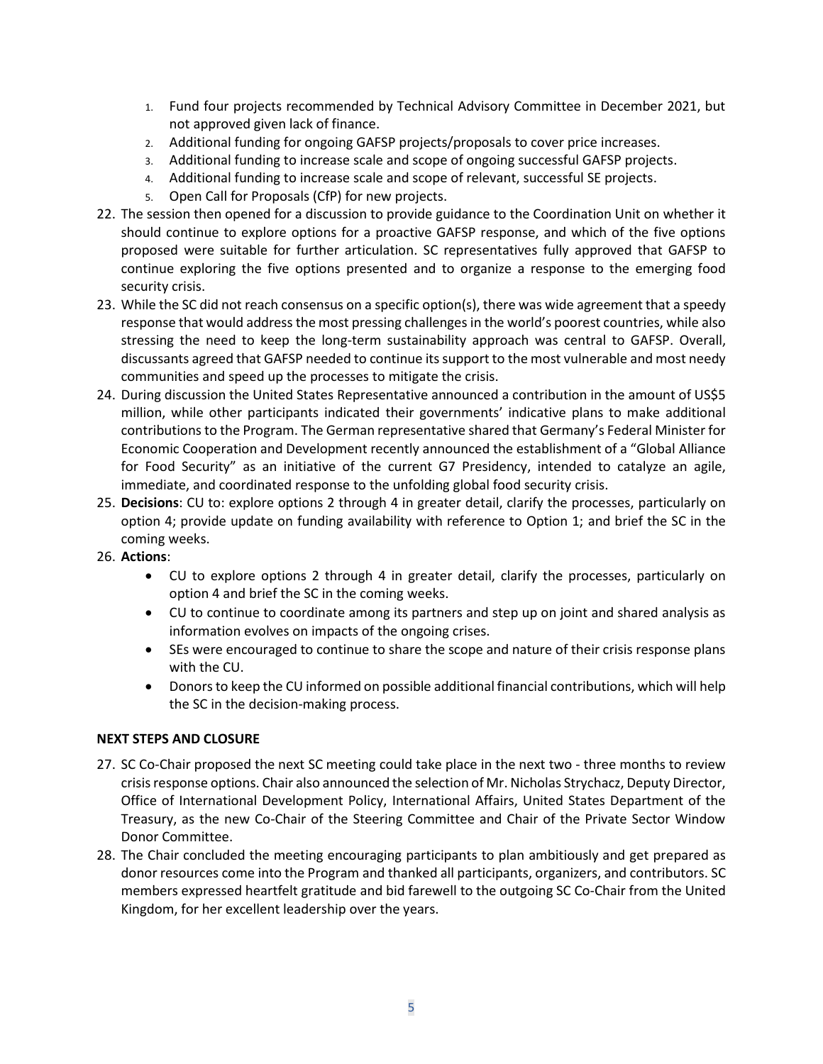1. Fund four projects recommended by Technical Advisory Committee in December 2021, but not approved given lack of finance.
2. Additional funding for ongoing GAFSP projects/proposals to cover price increases.
3. Additional funding to increase scale and scope of ongoing successful GAFSP projects.
4. Additional funding to increase scale and scope of relevant, successful SE projects.
5. Open Call for Proposals (CfP) for new projects.

22. The session then opened for a discussion to provide guidance to the Coordination Unit on whether it should continue to explore options for a proactive GAFSP response, and which of the five options proposed were suitable for further articulation. SC representatives fully approved that GAFSP to continue exploring the five options presented and to organize a response to the emerging food security crisis.
23. While the SC did not reach consensus on a specific option(s), there was wide agreement that a speedy response that would address the most pressing challenges in the world's poorest countries, while also stressing the need to keep the long-term sustainability approach was central to GAFSP. Overall, discussants agreed that GAFSP needed to continue its support to the most vulnerable and most needy communities and speed up the processes to mitigate the crisis.
24. During discussion the United States Representative announced a contribution in the amount of US$5 million, while other participants indicated their governments' indicative plans to make additional contributions to the Program. The German representative shared that Germany's Federal Minister for Economic Cooperation and Development recently announced the establishment of a "Global Alliance for Food Security" as an initiative of the current G7 Presidency, intended to catalyze an agile, immediate, and coordinated response to the unfolding global food security crisis.
25. **Decisions**: CU to: explore options 2 through 4 in greater detail, clarify the processes, particularly on option 4; provide update on funding availability with reference to Option 1; and brief the SC in the coming weeks.
26. **Actions**:
    - CU to explore options 2 through 4 in greater detail, clarify the processes, particularly on option 4 and brief the SC in the coming weeks.
    - CU to continue to coordinate among its partners and step up on joint and shared analysis as information evolves on impacts of the ongoing crises.
    - SEs were encouraged to continue to share the scope and nature of their crisis response plans with the CU.
    - Donors to keep the CU informed on possible additional financial contributions, which will help the SC in the decision-making process.

**NEXT STEPS AND CLOSURE**

27. SC Co-Chair proposed the next SC meeting could take place in the next two - three months to review crisis response options. Chair also announced the selection of Mr. Nicholas Strychacz, Deputy Director, Office of International Development Policy, International Affairs, United States Department of the Treasury, as the new Co-Chair of the Steering Committee and Chair of the Private Sector Window Donor Committee.
28. The Chair concluded the meeting encouraging participants to plan ambitiously and get prepared as donor resources come into the Program and thanked all participants, organizers, and contributors. SC members expressed heartfelt gratitude and bid farewell to the outgoing SC Co-Chair from the United Kingdom, for her excellent leadership over the years.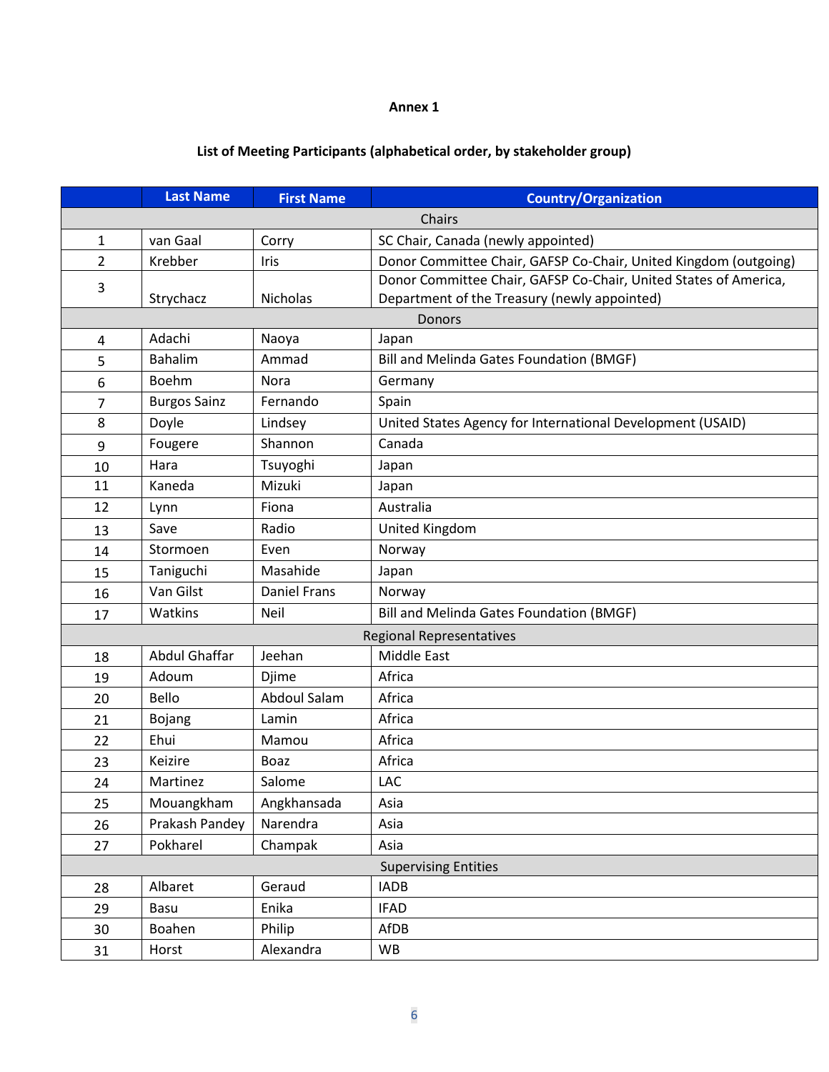**Annex 1**

**List of Meeting Participants (alphabetical order, by stakeholder group)**

| | Last Name | First Name | Country/Organization |
|---|---|---|---|
| | | | Chairs |
| 1 | van Gaal | Corry | SC Chair, Canada (newly appointed) |
| 2 | Krebber | Iris | Donor Committee Chair, GAFSP Co-Chair, United Kingdom (outgoing) |
| 3 | Strychacz | Nicholas | Donor Committee Chair, GAFSP Co-Chair, United States of America, Department of the Treasury (newly appointed) |
| | | | Donors |
| 4 | Adachi | Naoya | Japan |
| 5 | Bahalim | Ammad | Bill and Melinda Gates Foundation (BMGF) |
| 6 | Boehm | Nora | Germany |
| 7 | Burgos Sainz | Fernando | Spain |
| 8 | Doyle | Lindsey | United States Agency for International Development (USAID) |
| 9 | Fougere | Shannon | Canada |
| 10 | Hara | Tsuyoghi | Japan |
| 11 | Kaneda | Mizuki | Japan |
| 12 | Lynn | Fiona | Australia |
| 13 | Save | Radio | United Kingdom |
| 14 | Stormoen | Even | Norway |
| 15 | Taniguchi | Masahide | Japan |
| 16 | Van Gilst | Daniel Frans | Norway |
| 17 | Watkins | Neil | Bill and Melinda Gates Foundation (BMGF) |
| | | | Regional Representatives |
| 18 | Abdul Ghaffar | Jeehan | Middle East |
| 19 | Adoum | Djime | Africa |
| 20 | Bello | Abdoul Salam | Africa |
| 21 | Bojang | Lamin | Africa |
| 22 | Ehui | Mamou | Africa |
| 23 | Keizire | Boaz | Africa |
| 24 | Martinez | Salome | LAC |
| 25 | Mouangkham | Angkhansada | Asia |
| 26 | Prakash Pandey | Narendra | Asia |
| 27 | Pokharel | Champak | Asia |
| | | | Supervising Entities |
| 28 | Albaret | Geraud | IADB |
| 29 | Basu | Enika | IFAD |
| 30 | Boahen | Philip | AfDB |
| 31 | Horst | Alexandra | WB |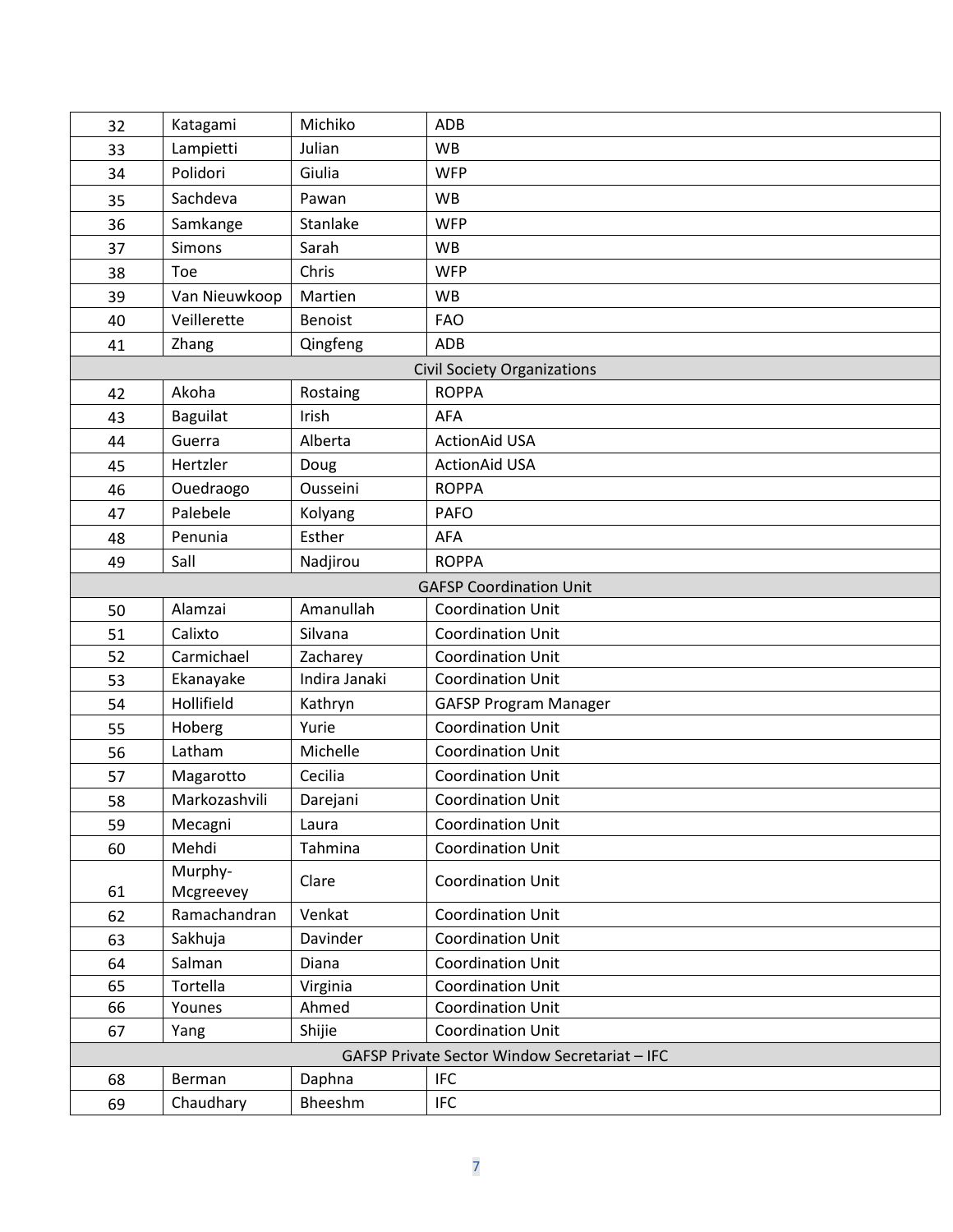| | | | |
|---|---|---|---|
| 32 | Katagami | Michiko | ADB |
| 33 | Lampietti | Julian | WB |
| 34 | Polidori | Giulia | WFP |
| 35 | Sachdeva | Pawan | WB |
| 36 | Samkange | Stanlake | WFP |
| 37 | Simons | Sarah | WB |
| 38 | Toe | Chris | WFP |
| 39 | Van Nieuwkoop | Martien | WB |
| 40 | Veillerette | Benoist | FAO |
| 41 | Zhang | Qingfeng | ADB |
| | | Civil Society Organizations | |
| 42 | Akoha | Rostaing | ROPPA |
| 43 | Baguilat | Irish | AFA |
| 44 | Guerra | Alberta | ActionAid USA |
| 45 | Hertzler | Doug | ActionAid USA |
| 46 | Ouedraogo | Ousseini | ROPPA |
| 47 | Palebele | Kolyang | PAFO |
| 48 | Penunia | Esther | AFA |
| 49 | Sall | Nadjirou | ROPPA |
| | | GAFSP Coordination Unit | |
| 50 | Alamzai | Amanullah | Coordination Unit |
| 51 | Calixto | Silvana | Coordination Unit |
| 52 | Carmichael | Zacharey | Coordination Unit |
| 53 | Ekanayake | Indira Janaki | Coordination Unit |
| 54 | Hollifield | Kathryn | GAFSP Program Manager |
| 55 | Hoberg | Yurie | Coordination Unit |
| 56 | Latham | Michelle | Coordination Unit |
| 57 | Magarotto | Cecilia | Coordination Unit |
| 58 | Markozashvili | Darejani | Coordination Unit |
| 59 | Mecagni | Laura | Coordination Unit |
| 60 | Mehdi | Tahmina | Coordination Unit |
| 61 | Murphy-Mcgreevey | Clare | Coordination Unit |
| 62 | Ramachandran | Venkat | Coordination Unit |
| 63 | Sakhuja | Davinder | Coordination Unit |
| 64 | Salman | Diana | Coordination Unit |
| 65 | Tortella | Virginia | Coordination Unit |
| 66 | Younes | Ahmed | Coordination Unit |
| 67 | Yang | Shijie | Coordination Unit |
| | | GAFSP Private Sector Window Secretariat – IFC | |
| 68 | Berman | Daphna | IFC |
| 69 | Chaudhary | Bheeshm | IFC |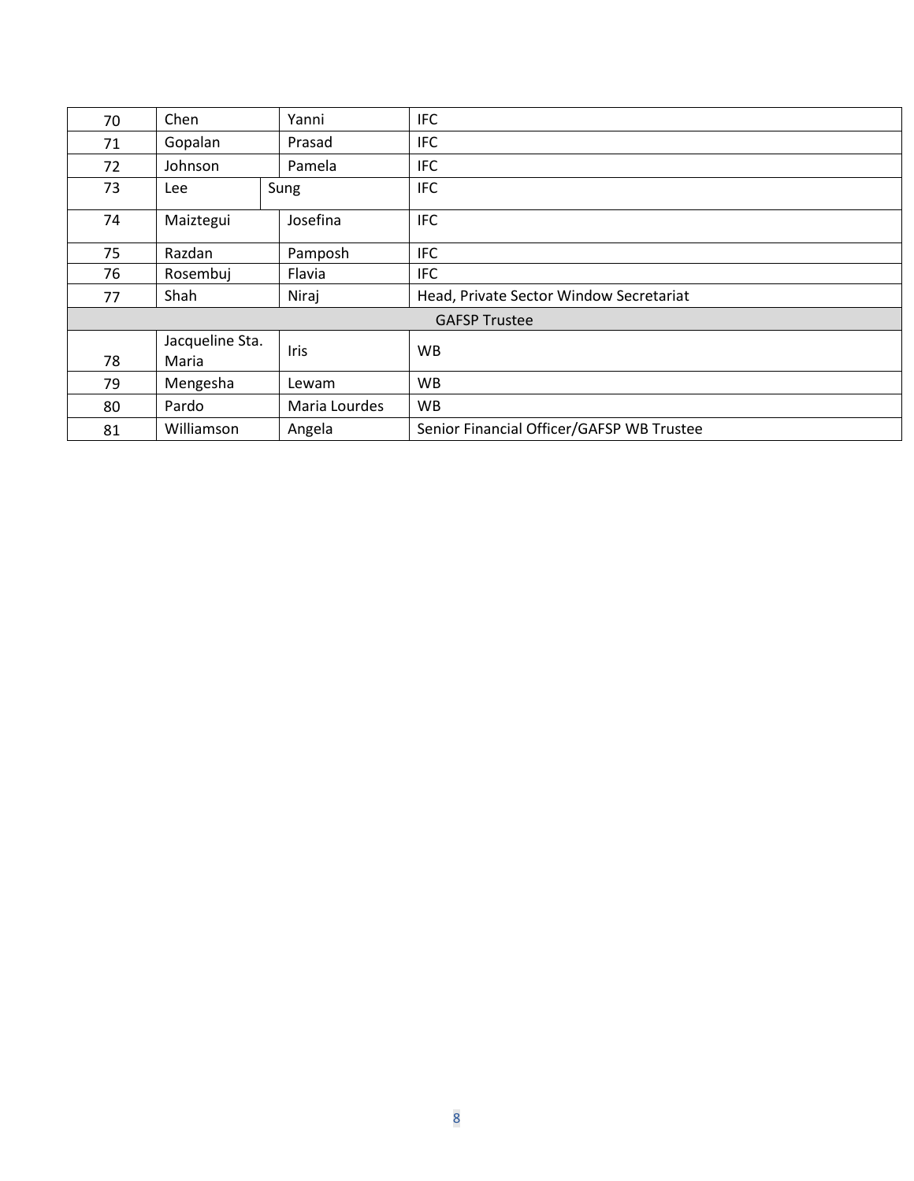| | | | |
|---|---|---|---|
| 70 | Chen | Yanni | IFC |
| 71 | Gopalan | Prasad | IFC |
| 72 | Johnson | Pamela | IFC |
| 73 | Lee | Sung | IFC |
| 74 | Maiztegui | Josefina | IFC |
| 75 | Razdan | Pamposh | IFC |
| 76 | Rosembuj | Flavia | IFC |
| 77 | Shah | Niraj | Head, Private Sector Window Secretariat |
| GAFSP Trustee | | | |
| 78 | Jacqueline Sta. Maria | Iris | WB |
| 79 | Mengesha | Lewam | WB |
| 80 | Pardo | Maria Lourdes | WB |
| 81 | Williamson | Angela | Senior Financial Officer/GAFSP WB Trustee |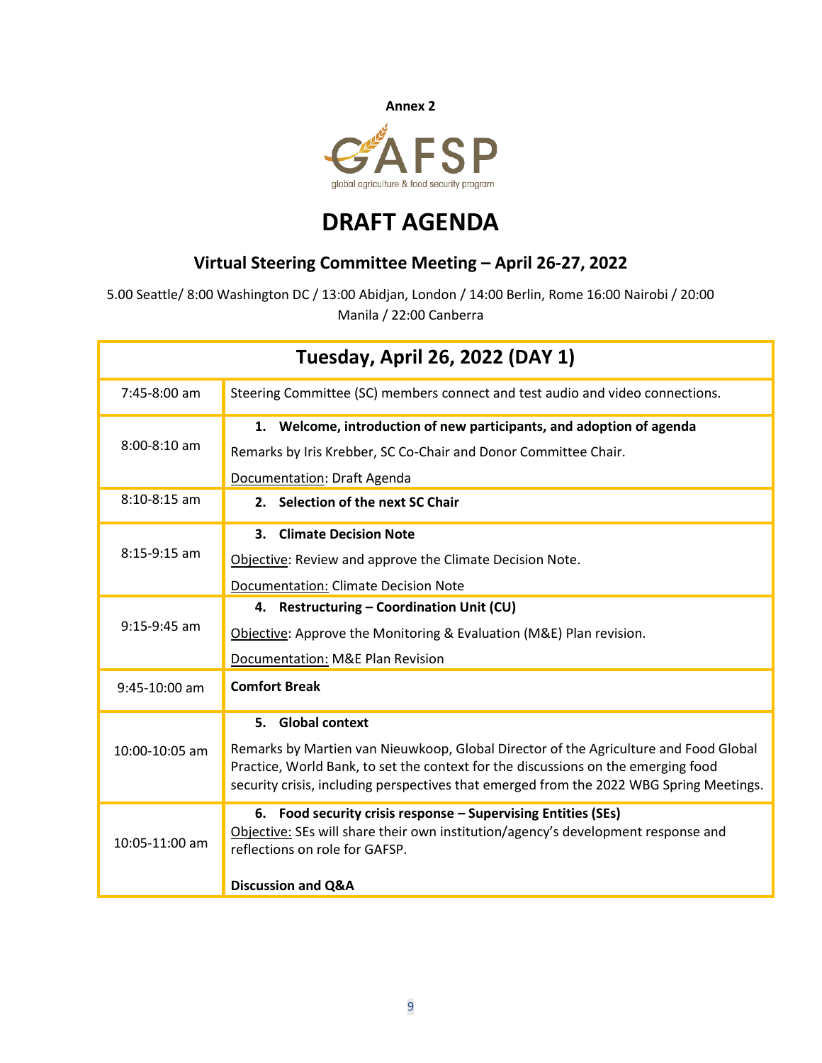**Annex 2**

GAFSP
global agriculture & food security program

# DRAFT AGENDA

## Virtual Steering Committee Meeting – April 26-27, 2022

5.00 Seattle/ 8:00 Washington DC / 13:00 Abidjan, London / 14:00 Berlin, Rome 16:00 Nairobi / 20:00 Manila / 22:00 Canberra

| Tuesday, April 26, 2022 (DAY 1) | |
|---|---|
| 7:45-8:00 am | Steering Committee (SC) members connect and test audio and video connections. |
| 8:00-8:10 am | **1. Welcome, introduction of new participants, and adoption of agenda**<br>Remarks by Iris Krebber, SC Co-Chair and Donor Committee Chair.<br>Documentation: Draft Agenda |
| 8:10-8:15 am | **2. Selection of the next SC Chair** |
| 8:15-9:15 am | **3. Climate Decision Note**<br>Objective: Review and approve the Climate Decision Note.<br>Documentation: Climate Decision Note |
| 9:15-9:45 am | **4. Restructuring – Coordination Unit (CU)**<br>Objective: Approve the Monitoring & Evaluation (M&E) Plan revision.<br>Documentation: M&E Plan Revision |
| 9:45-10:00 am | **Comfort Break** |
| 10:00-10:05 am | **5. Global context**<br>Remarks by Martien van Nieuwkoop, Global Director of the Agriculture and Food Global Practice, World Bank, to set the context for the discussions on the emerging food security crisis, including perspectives that emerged from the 2022 WBG Spring Meetings. |
| 10:05-11:00 am | **6. Food security crisis response – Supervising Entities (SEs)**<br>Objective: SEs will share their own institution/agency's development response and reflections on role for GAFSP.<br>**Discussion and Q&A** |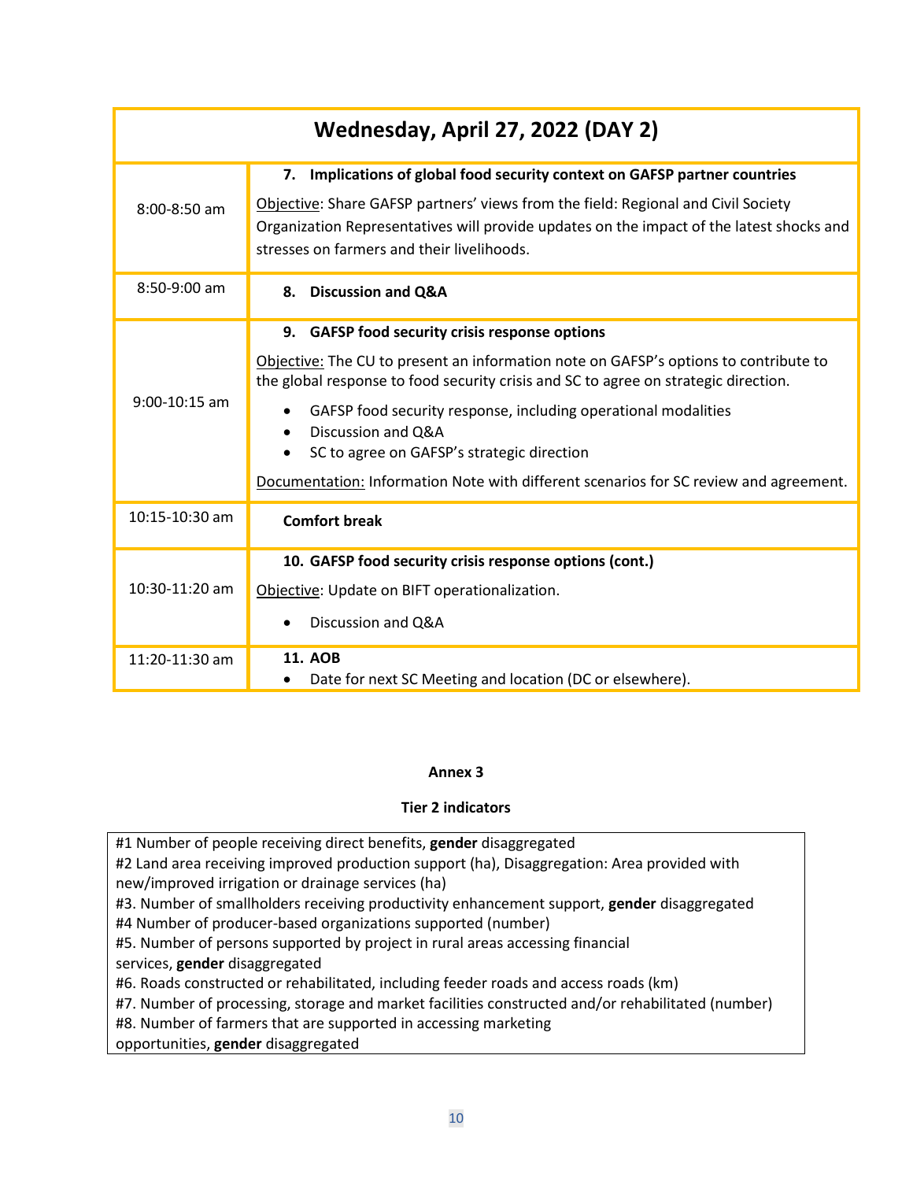| Wednesday, April 27, 2022 (DAY 2) | |
|---|---|
| 8:00-8:50 am | **7. Implications of global food security context on GAFSP partner countries**<br><br>Objective: Share GAFSP partners' views from the field: Regional and Civil Society Organization Representatives will provide updates on the impact of the latest shocks and stresses on farmers and their livelihoods. |
| 8:50-9:00 am | **8. Discussion and Q&A** |
| 9:00-10:15 am | **9. GAFSP food security crisis response options**<br><br>Objective: The CU to present an information note on GAFSP's options to contribute to the global response to food security crisis and SC to agree on strategic direction.<br><br>• GAFSP food security response, including operational modalities<br>• Discussion and Q&A<br>• SC to agree on GAFSP's strategic direction<br><br>Documentation: Information Note with different scenarios for SC review and agreement. |
| 10:15-10:30 am | **Comfort break** |
| 10:30-11:20 am | **10. GAFSP food security crisis response options (cont.)**<br><br>Objective: Update on BIFT operationalization.<br><br>• Discussion and Q&A |
| 11:20-11:30 am | **11. AOB**<br>• Date for next SC Meeting and location (DC or elsewhere). |

**Annex 3**

**Tier 2 indicators**

#1 Number of people receiving direct benefits, **gender** disaggregated
#2 Land area receiving improved production support (ha), Disaggregation: Area provided with new/improved irrigation or drainage services (ha)
#3. Number of smallholders receiving productivity enhancement support, **gender** disaggregated
#4 Number of producer-based organizations supported (number)
#5. Number of persons supported by project in rural areas accessing financial services, **gender** disaggregated
#6. Roads constructed or rehabilitated, including feeder roads and access roads (km)
#7. Number of processing, storage and market facilities constructed and/or rehabilitated (number)
#8. Number of farmers that are supported in accessing marketing opportunities, **gender** disaggregated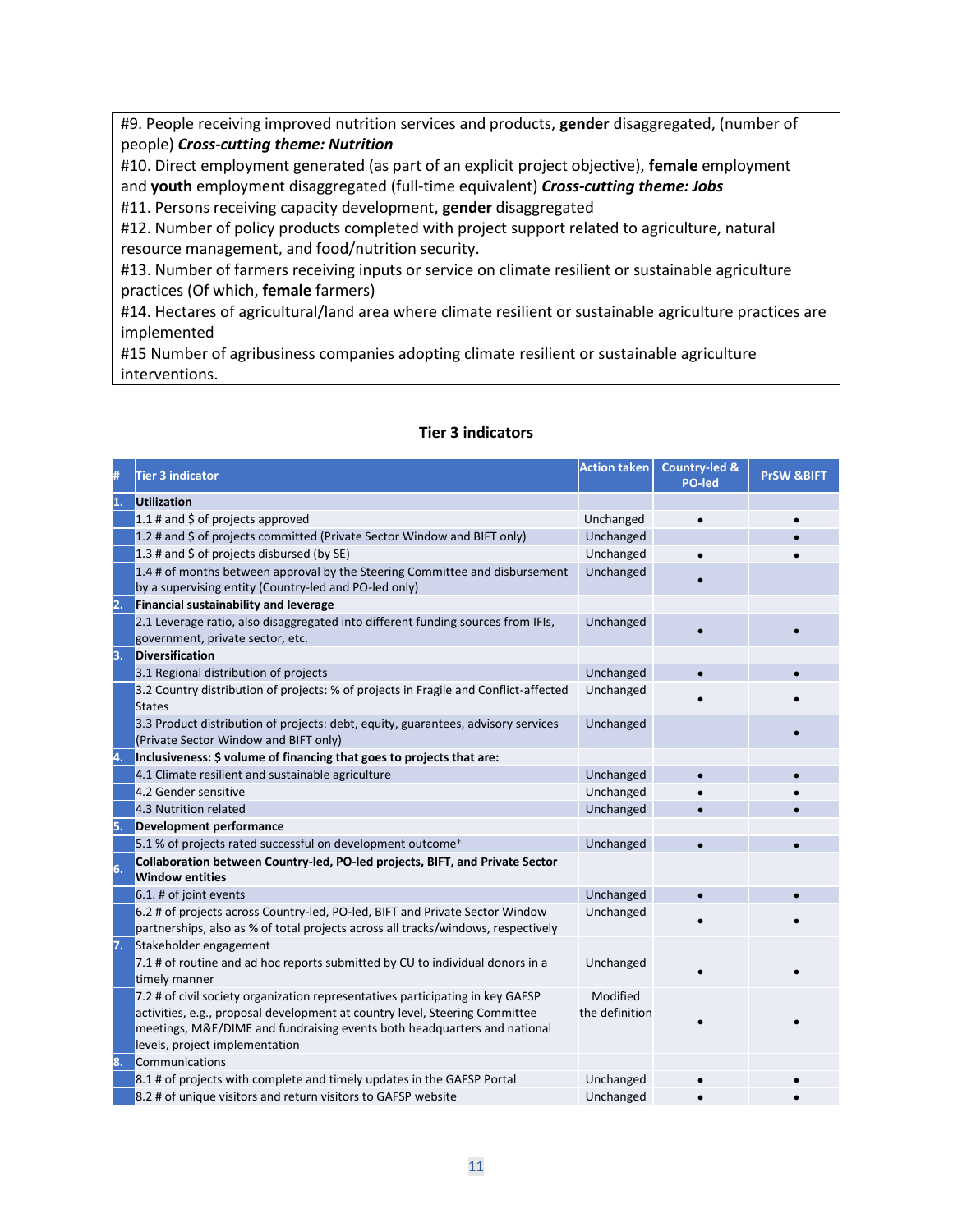#9. People receiving improved nutrition services and products, **gender** disaggregated, (number of people) ***Cross-cutting theme: Nutrition***
#10. Direct employment generated (as part of an explicit project objective), **female** employment and **youth** employment disaggregated (full-time equivalent) ***Cross-cutting theme: Jobs***
#11. Persons receiving capacity development, **gender** disaggregated
#12. Number of policy products completed with project support related to agriculture, natural resource management, and food/nutrition security.
#13. Number of farmers receiving inputs or service on climate resilient or sustainable agriculture practices (Of which, **female** farmers)
#14. Hectares of agricultural/land area where climate resilient or sustainable agriculture practices are implemented
#15 Number of agribusiness companies adopting climate resilient or sustainable agriculture interventions.

## Tier 3 indicators

| # | Tier 3 indicator | Action taken | Country-led & PO-led | PrSW &BIFT |
|---|---|---|---|---|
| 1. | **Utilization** | | | |
| | 1.1 # and $ of projects approved | Unchanged | • | • |
| | 1.2 # and $ of projects committed (Private Sector Window and BIFT only) | Unchanged | | • |
| | 1.3 # and $ of projects disbursed (by SE) | Unchanged | • | • |
| | 1.4 # of months between approval by the Steering Committee and disbursement by a supervising entity (Country-led and PO-led only) | Unchanged | • | |
| 2. | **Financial sustainability and leverage** | | | |
| | 2.1 Leverage ratio, also disaggregated into different funding sources from IFIs, government, private sector, etc. | Unchanged | • | • |
| 3. | **Diversification** | | | |
| | 3.1 Regional distribution of projects | Unchanged | • | • |
| | 3.2 Country distribution of projects: % of projects in Fragile and Conflict-affected States | Unchanged | • | • |
| | 3.3 Product distribution of projects: debt, equity, guarantees, advisory services (Private Sector Window and BIFT only) | Unchanged | | • |
| 4. | **Inclusiveness: $ volume of financing that goes to projects that are:** | | | |
| | 4.1 Climate resilient and sustainable agriculture | Unchanged | • | • |
| | 4.2 Gender sensitive | Unchanged | • | • |
| | 4.3 Nutrition related | Unchanged | • | • |
| 5. | **Development performance** | | | |
| | 5.1 % of projects rated successful on development outcome[†] | Unchanged | • | • |
| 6. | **Collaboration between Country-led, PO-led projects, BIFT, and Private Sector Window entities** | | | |
| | 6.1. # of joint events | Unchanged | • | • |
| | 6.2 # of projects across Country-led, PO-led, BIFT and Private Sector Window partnerships, also as % of total projects across all tracks/windows, respectively | Unchanged | • | • |
| 7. | Stakeholder engagement | | | |
| | 7.1 # of routine and ad hoc reports submitted by CU to individual donors in a timely manner | Unchanged | • | • |
| | 7.2 # of civil society organization representatives participating in key GAFSP activities, e.g., proposal development at country level, Steering Committee meetings, M&E/DIME and fundraising events both headquarters and national levels, project implementation | Modified the definition | • | • |
| 8. | Communications | | | |
| | 8.1 # of projects with complete and timely updates in the GAFSP Portal | Unchanged | • | • |
| | 8.2 # of unique visitors and return visitors to GAFSP website | Unchanged | • | • |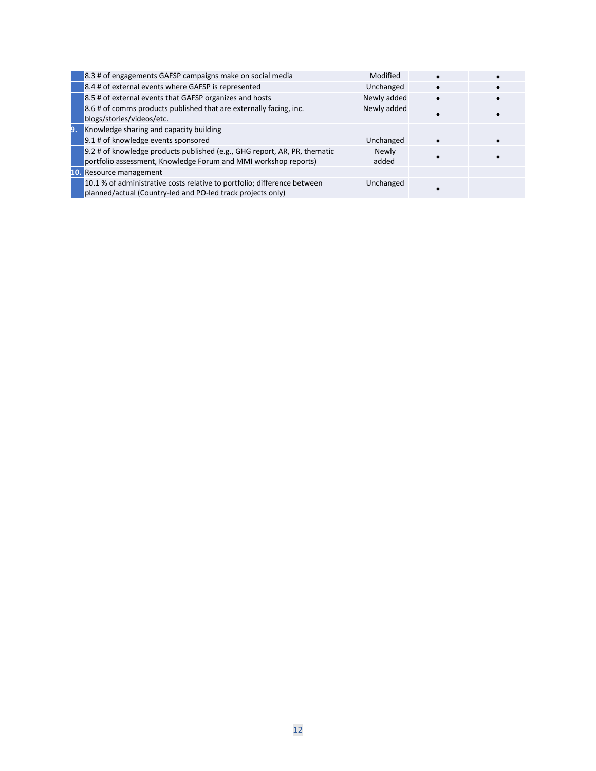| | | | | |
|---|---|---|---|---|
| | 8.3 # of engagements GAFSP campaigns make on social media | Modified | • | • |
| | 8.4 # of external events where GAFSP is represented | Unchanged | • | • |
| | 8.5 # of external events that GAFSP organizes and hosts | Newly added | • | • |
| | 8.6 # of comms products published that are externally facing, inc. blogs/stories/videos/etc. | Newly added | • | • |
| 9. | Knowledge sharing and capacity building | | | |
| | 9.1 # of knowledge events sponsored | Unchanged | • | • |
| | 9.2 # of knowledge products published (e.g., GHG report, AR, PR, thematic portfolio assessment, Knowledge Forum and MMI workshop reports) | Newly added | • | • |
| 10. | Resource management | | | |
| | 10.1 % of administrative costs relative to portfolio; difference between planned/actual (Country-led and PO-led track projects only) | Unchanged | • | |